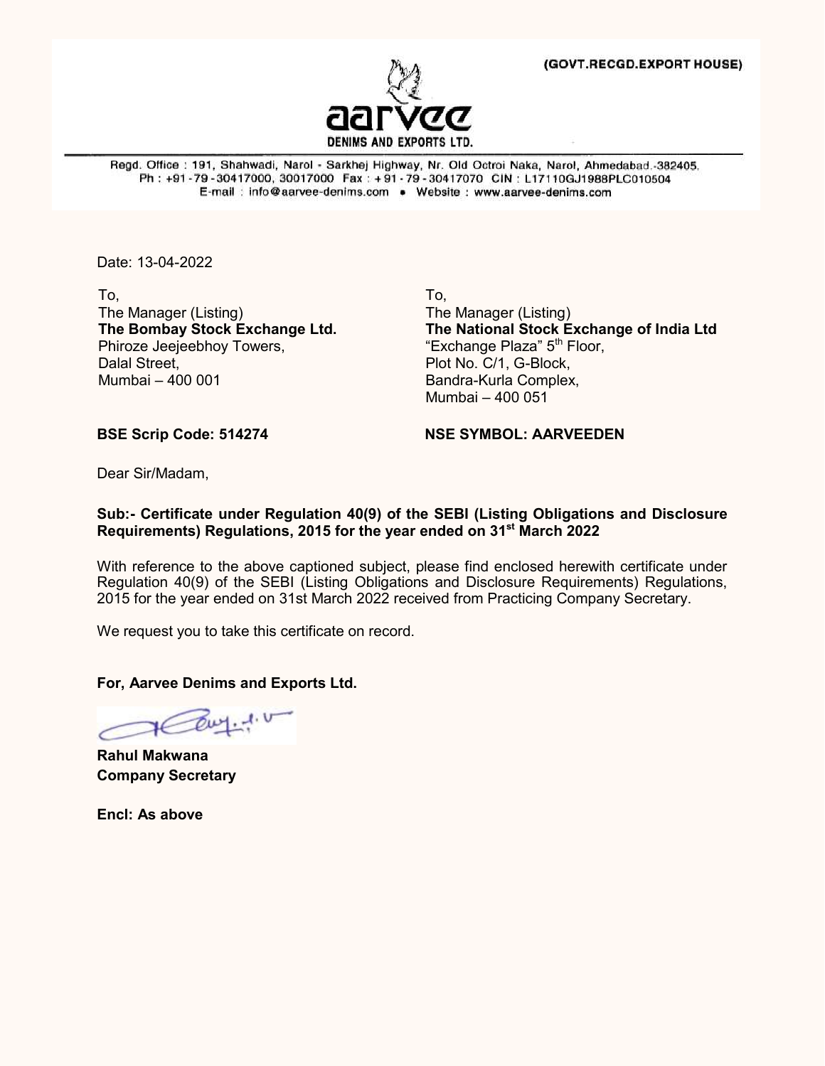(GOVT.RECGD.EXPORT HOUSE)

**aarvee**
**DENIMS AND EXPORTS LTD.**

Regd. Office : 191, Shahwadi, Narol - Sarkhej Highway, Nr. Old Octroi Naka, Narol, Ahmedabad.-382405.
Ph : +91-79-30417000, 30017000 Fax : +91-79-30417070 CIN : L17110GJ1988PLC010504
E-mail : info@aarvee-denims.com • Website : www.aarvee-denims.com

Date: 13-04-2022

To,
The Manager (Listing)
**The Bombay Stock Exchange Ltd.**
Phiroze Jeejeebhoy Towers,
Dalal Street,
Mumbai – 400 001

To,
The Manager (Listing)
**The National Stock Exchange of India Ltd**
"Exchange Plaza" 5th Floor,
Plot No. C/1, G-Block,
Bandra-Kurla Complex,
Mumbai – 400 051

**BSE Scrip Code: 514274**

**NSE SYMBOL: AARVEEDEN**

Dear Sir/Madam,

**Sub:- Certificate under Regulation 40(9) of the SEBI (Listing Obligations and Disclosure Requirements) Regulations, 2015 for the year ended on 31st March 2022**

With reference to the above captioned subject, please find enclosed herewith certificate under Regulation 40(9) of the SEBI (Listing Obligations and Disclosure Requirements) Regulations, 2015 for the year ended on 31st March 2022 received from Practicing Company Secretary.

We request you to take this certificate on record.

**For, Aarvee Denims and Exports Ltd.**

**Rahul Makwana**
**Company Secretary**

**Encl: As above**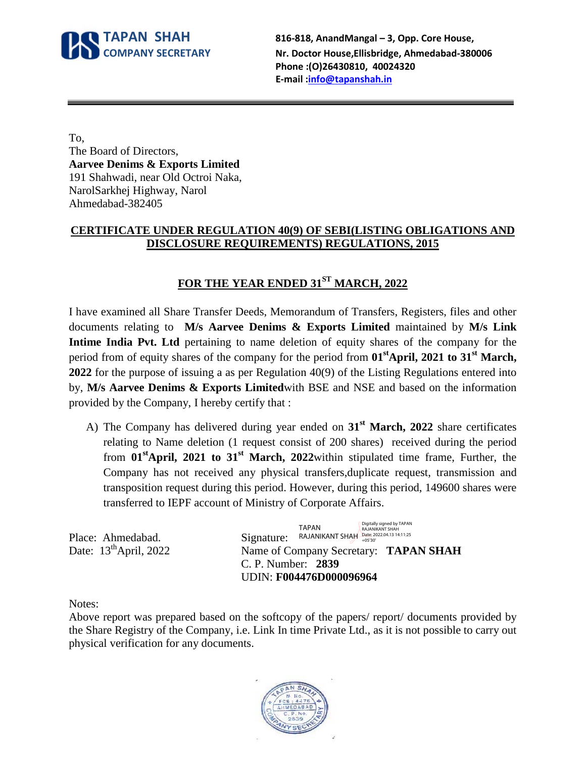**TAPAN SHAH**
**COMPANY SECRETARY**

**816-818, AnandMangal – 3, Opp. Core House,**
**Nr. Doctor House,Ellisbridge, Ahmedabad-380006**
**Phone :(O)26430810, 40024320**
**E-mail :info@tapanshah.in**

To,
The Board of Directors,
**Aarvee Denims & Exports Limited**
191 Shahwadi, near Old Octroi Naka,
NarolSarkhej Highway, Narol
Ahmedabad-382405

## CERTIFICATE UNDER REGULATION 40(9) OF SEBI(LISTING OBLIGATIONS AND DISCLOSURE REQUIREMENTS) REGULATIONS, 2015

## FOR THE YEAR ENDED 31[ST] MARCH, 2022

I have examined all Share Transfer Deeds, Memorandum of Transfers, Registers, files and other documents relating to **M/s Aarvee Denims & Exports Limited** maintained by **M/s Link Intime India Pvt. Ltd** pertaining to name deletion of equity shares of the company for the period from of equity shares of the company for the period from **01[st]April, 2021 to 31[st] March, 2022** for the purpose of issuing a as per Regulation 40(9) of the Listing Regulations entered into by, **M/s Aarvee Denims & Exports Limited**with BSE and NSE and based on the information provided by the Company, I hereby certify that :

A) The Company has delivered during year ended on **31[st] March, 2022** share certificates relating to Name deletion (1 request consist of 200 shares) received during the period from **01[st]April, 2021 to 31[st] March, 2022**within stipulated time frame, Further, the Company has not received any physical transfers,duplicate request, transmission and transposition request during this period. However, during this period, 149600 shares were transferred to IEPF account of Ministry of Corporate Affairs.

Place: Ahmedabad.
Date: 13[th]April, 2022

Signature: TAPAN RAJANIKANT SHAH (Digitally signed by TAPAN RAJANIKANT SHAH Date: 2022.04.13 14:11:25 +05'30')
Name of Company Secretary: **TAPAN SHAH**
C. P. Number: **2839**
UDIN: **F004476D000096964**

Notes:
Above report was prepared based on the softcopy of the papers/ report/ documents provided by the Share Registry of the Company, i.e. Link In time Private Ltd., as it is not possible to carry out physical verification for any documents.